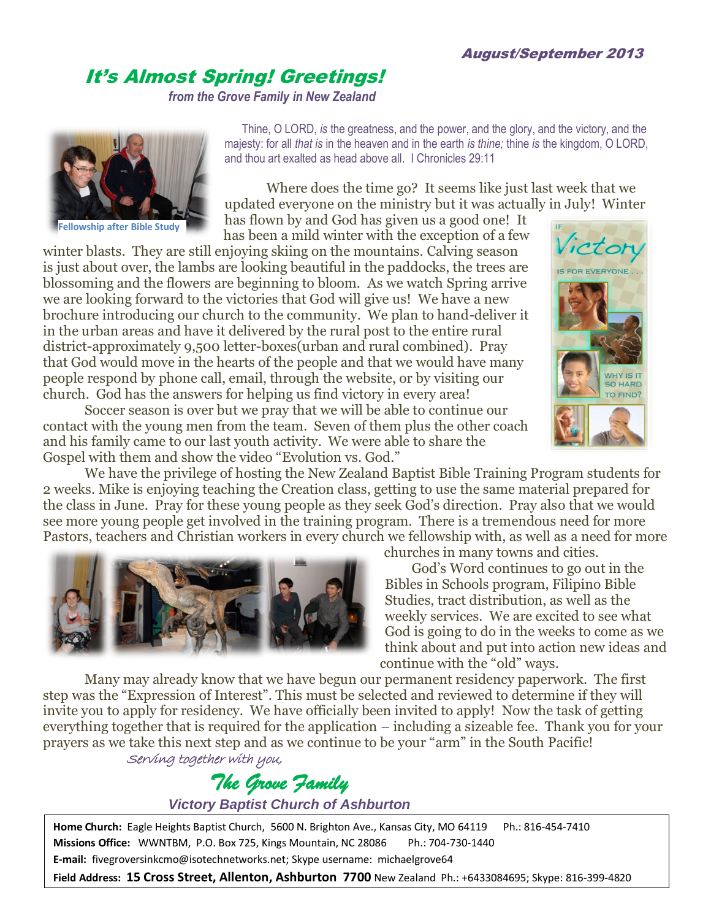*August/September 2013*

# *It's Almost Spring! Greetings!*

*from the Grove Family in New Zealand*

Fellowship after Bible Study

Thine, O LORD, *is* the greatness, and the power, and the glory, and the victory, and the majesty: for all *that is* in the heaven and in the earth *is thine;* thine *is* the kingdom, O LORD, and thou art exalted as head above all. I Chronicles 29:11

Where does the time go? It seems like just last week that we updated everyone on the ministry but it was actually in July! Winter has flown by and God has given us a good one! It has been a mild winter with the exception of a few winter blasts. They are still enjoying skiing on the mountains. Calving season is just about over, the lambs are looking beautiful in the paddocks, the trees are blossoming and the flowers are beginning to bloom. As we watch Spring arrive we are looking forward to the victories that God will give us! We have a new brochure introducing our church to the community. We plan to hand-deliver it in the urban areas and have it delivered by the rural post to the entire rural district-approximately 9,500 letter-boxes(urban and rural combined). Pray that God would move in the hearts of the people and that we would have many people respond by phone call, email, through the website, or by visiting our church. God has the answers for helping us find victory in every area!

Soccer season is over but we pray that we will be able to continue our contact with the young men from the team. Seven of them plus the other coach and his family came to our last youth activity. We were able to share the Gospel with them and show the video "Evolution vs. God."

We have the privilege of hosting the New Zealand Baptist Bible Training Program students for 2 weeks. Mike is enjoying teaching the Creation class, getting to use the same material prepared for the class in June. Pray for these young people as they seek God's direction. Pray also that we would see more young people get involved in the training program. There is a tremendous need for more Pastors, teachers and Christian workers in every church we fellowship with, as well as a need for more churches in many towns and cities.

God's Word continues to go out in the Bibles in Schools program, Filipino Bible Studies, tract distribution, as well as the weekly services. We are excited to see what God is going to do in the weeks to come as we think about and put into action new ideas and continue with the "old" ways.

Many may already know that we have begun our permanent residency paperwork. The first step was the "Expression of Interest". This must be selected and reviewed to determine if they will invite you to apply for residency. We have officially been invited to apply! Now the task of getting everything together that is required for the application – including a sizeable fee. Thank you for your prayers as we take this next step and as we continue to be your "arm" in the South Pacific!

*Serving together with you,*

*The Grove Family*

***Victory Baptist Church of Ashburton***

**Home Church:** Eagle Heights Baptist Church, 5600 N. Brighton Ave., Kansas City, MO 64119 Ph.: 816-454-7410
**Missions Office:** WWNTBM, P.O. Box 725, Kings Mountain, NC 28086 Ph.: 704-730-1440
**E-mail:** fivegroversinkcmo@isotechnetworks.net; Skype username: michaelgrove64
**Field Address: 15 Cross Street, Allenton, Ashburton 7700** New Zealand Ph.: +6433084695; Skype: 816-399-4820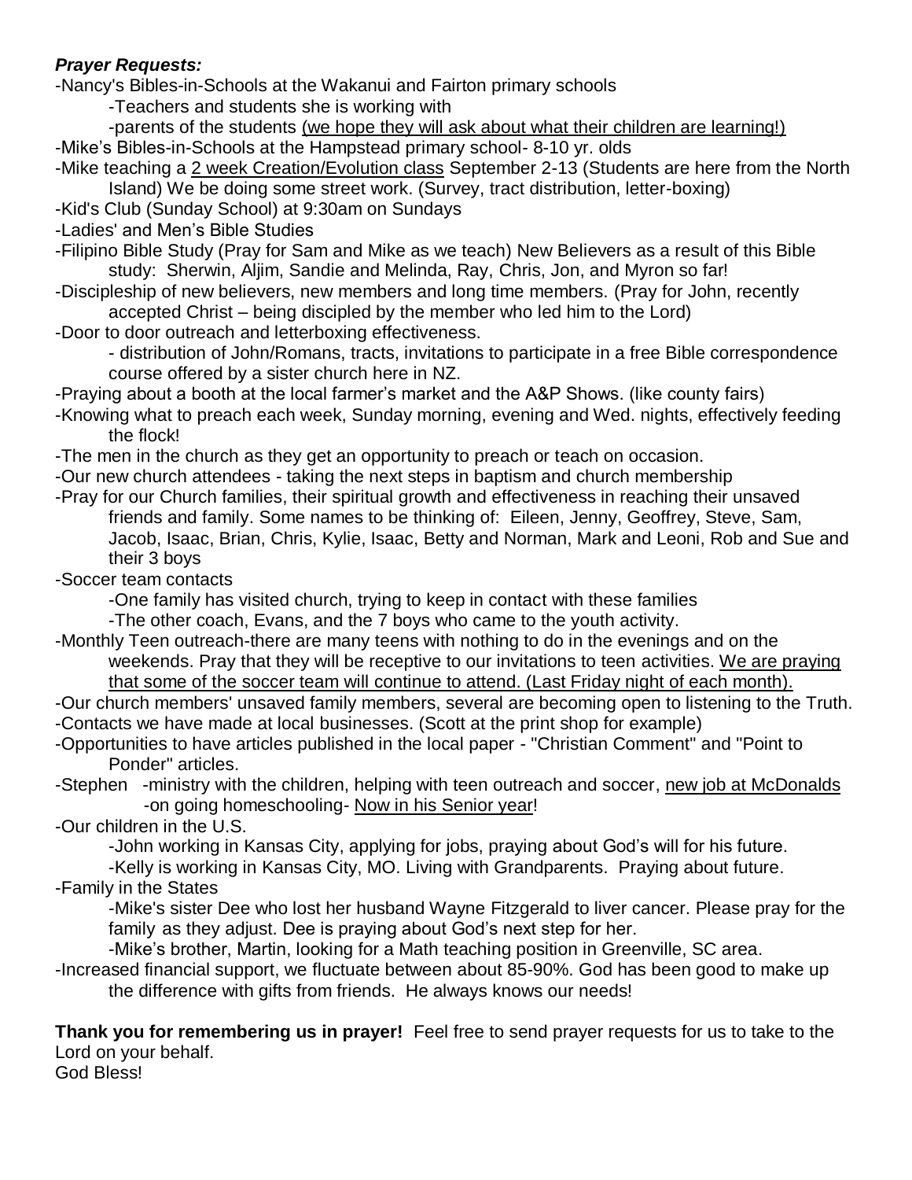***Prayer Requests:***

-Nancy's Bibles-in-Schools at the Wakanui and Fairton primary schools

  -Teachers and students she is working with

  -parents of the students (we hope they will ask about what their children are learning!)

-Mike's Bibles-in-Schools at the Hampstead primary school- 8-10 yr. olds

-Mike teaching a 2 week Creation/Evolution class September 2-13 (Students are here from the North Island) We be doing some street work. (Survey, tract distribution, letter-boxing)

-Kid's Club (Sunday School) at 9:30am on Sundays

-Ladies' and Men's Bible Studies

-Filipino Bible Study (Pray for Sam and Mike as we teach) New Believers as a result of this Bible study: Sherwin, Aljim, Sandie and Melinda, Ray, Chris, Jon, and Myron so far!

-Discipleship of new believers, new members and long time members. (Pray for John, recently accepted Christ – being discipled by the member who led him to the Lord)

-Door to door outreach and letterboxing effectiveness.

  - distribution of John/Romans, tracts, invitations to participate in a free Bible correspondence course offered by a sister church here in NZ.

-Praying about a booth at the local farmer's market and the A&P Shows. (like county fairs)

-Knowing what to preach each week, Sunday morning, evening and Wed. nights, effectively feeding the flock!

-The men in the church as they get an opportunity to preach or teach on occasion.

-Our new church attendees - taking the next steps in baptism and church membership

-Pray for our Church families, their spiritual growth and effectiveness in reaching their unsaved friends and family. Some names to be thinking of: Eileen, Jenny, Geoffrey, Steve, Sam, Jacob, Isaac, Brian, Chris, Kylie, Isaac, Betty and Norman, Mark and Leoni, Rob and Sue and their 3 boys

-Soccer team contacts

  -One family has visited church, trying to keep in contact with these families

  -The other coach, Evans, and the 7 boys who came to the youth activity.

-Monthly Teen outreach-there are many teens with nothing to do in the evenings and on the weekends. Pray that they will be receptive to our invitations to teen activities. We are praying that some of the soccer team will continue to attend. (Last Friday night of each month).

-Our church members' unsaved family members, several are becoming open to listening to the Truth.

-Contacts we have made at local businesses. (Scott at the print shop for example)

-Opportunities to have articles published in the local paper - "Christian Comment" and "Point to Ponder" articles.

-Stephen -ministry with the children, helping with teen outreach and soccer, new job at McDonalds

  -on going homeschooling- Now in his Senior year!

-Our children in the U.S.

  -John working in Kansas City, applying for jobs, praying about God's will for his future.

  -Kelly is working in Kansas City, MO. Living with Grandparents. Praying about future.

-Family in the States

  -Mike's sister Dee who lost her husband Wayne Fitzgerald to liver cancer. Please pray for the family as they adjust. Dee is praying about God's next step for her.

  -Mike's brother, Martin, looking for a Math teaching position in Greenville, SC area.

-Increased financial support, we fluctuate between about 85-90%. God has been good to make up the difference with gifts from friends. He always knows our needs!

**Thank you for remembering us in prayer!** Feel free to send prayer requests for us to take to the Lord on your behalf.

God Bless!